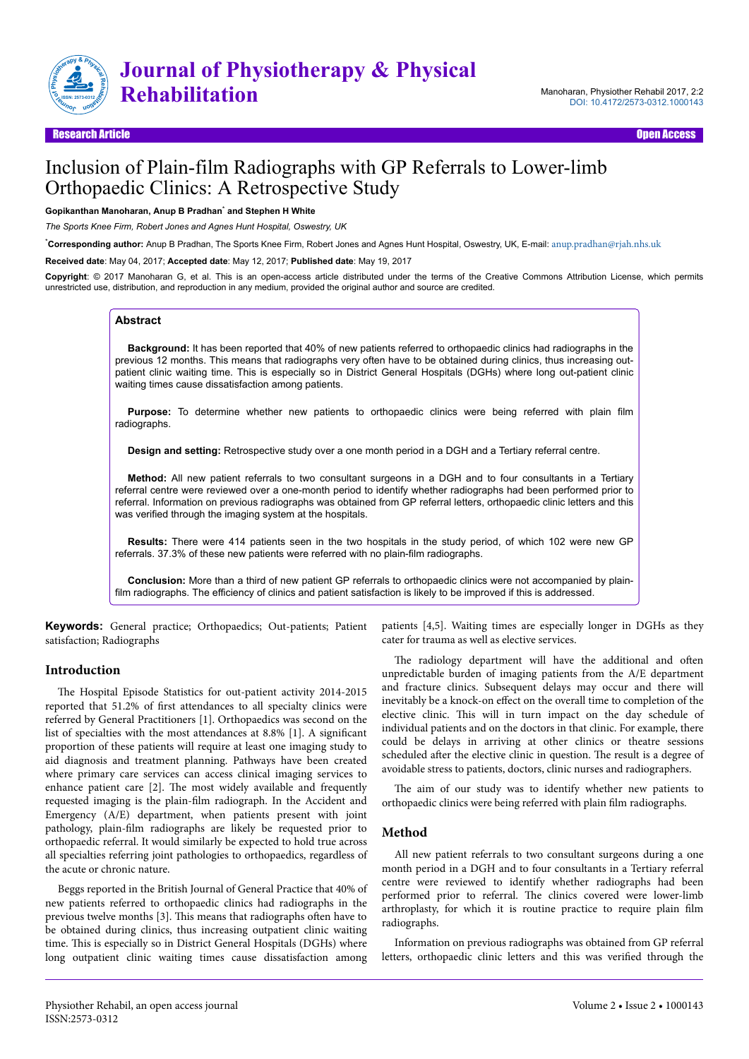# Journal of Physiotherapy & Physical Rehabilitation

Manoharan, Physiother Rehabil 2017, 2:2
DOI: 10.4172/2573-0312.1000143

Research Article | Open Access

# Inclusion of Plain-film Radiographs with GP Referrals to Lower-limb Orthopaedic Clinics: A Retrospective Study

**Gopikanthan Manoharan, Anup B Pradhan\* and Stephen H White**

*The Sports Knee Firm, Robert Jones and Agnes Hunt Hospital, Oswestry, UK*

\***Corresponding author:** Anup B Pradhan, The Sports Knee Firm, Robert Jones and Agnes Hunt Hospital, Oswestry, UK, E-mail: anup.pradhan@rjah.nhs.uk

**Received date**: May 04, 2017; **Accepted date**: May 12, 2017; **Published date**: May 19, 2017

**Copyright**: © 2017 Manoharan G, et al. This is an open-access article distributed under the terms of the Creative Commons Attribution License, which permits unrestricted use, distribution, and reproduction in any medium, provided the original author and source are credited.

## Abstract

**Background:** It has been reported that 40% of new patients referred to orthopaedic clinics had radiographs in the previous 12 months. This means that radiographs very often have to be obtained during clinics, thus increasing out-patient clinic waiting time. This is especially so in District General Hospitals (DGHs) where long out-patient clinic waiting times cause dissatisfaction among patients.

**Purpose:** To determine whether new patients to orthopaedic clinics were being referred with plain film radiographs.

**Design and setting:** Retrospective study over a one month period in a DGH and a Tertiary referral centre.

**Method:** All new patient referrals to two consultant surgeons in a DGH and to four consultants in a Tertiary referral centre were reviewed over a one-month period to identify whether radiographs had been performed prior to referral. Information on previous radiographs was obtained from GP referral letters, orthopaedic clinic letters and this was verified through the imaging system at the hospitals.

**Results:** There were 414 patients seen in the two hospitals in the study period, of which 102 were new GP referrals. 37.3% of these new patients were referred with no plain-film radiographs.

**Conclusion:** More than a third of new patient GP referrals to orthopaedic clinics were not accompanied by plain-film radiographs. The efficiency of clinics and patient satisfaction is likely to be improved if this is addressed.

**Keywords:** General practice; Orthopaedics; Out-patients; Patient satisfaction; Radiographs

## Introduction

The Hospital Episode Statistics for out-patient activity 2014-2015 reported that 51.2% of first attendances to all specialty clinics were referred by General Practitioners [1]. Orthopaedics was second on the list of specialties with the most attendances at 8.8% [1]. A significant proportion of these patients will require at least one imaging study to aid diagnosis and treatment planning. Pathways have been created where primary care services can access clinical imaging services to enhance patient care [2]. The most widely available and frequently requested imaging is the plain-film radiograph. In the Accident and Emergency (A/E) department, when patients present with joint pathology, plain-film radiographs are likely be requested prior to orthopaedic referral. It would similarly be expected to hold true across all specialties referring joint pathologies to orthopaedics, regardless of the acute or chronic nature.

Beggs reported in the British Journal of General Practice that 40% of new patients referred to orthopaedic clinics had radiographs in the previous twelve months [3]. This means that radiographs often have to be obtained during clinics, thus increasing outpatient clinic waiting time. This is especially so in District General Hospitals (DGHs) where long outpatient clinic waiting times cause dissatisfaction among patients [4,5]. Waiting times are especially longer in DGHs as they cater for trauma as well as elective services.

The radiology department will have the additional and often unpredictable burden of imaging patients from the A/E department and fracture clinics. Subsequent delays may occur and there will inevitably be a knock-on effect on the overall time to completion of the elective clinic. This will in turn impact on the day schedule of individual patients and on the doctors in that clinic. For example, there could be delays in arriving at other clinics or theatre sessions scheduled after the elective clinic in question. The result is a degree of avoidable stress to patients, doctors, clinic nurses and radiographers.

The aim of our study was to identify whether new patients to orthopaedic clinics were being referred with plain film radiographs.

## Method

All new patient referrals to two consultant surgeons during a one month period in a DGH and to four consultants in a Tertiary referral centre were reviewed to identify whether radiographs had been performed prior to referral. The clinics covered were lower-limb arthroplasty, for which it is routine practice to require plain film radiographs.

Information on previous radiographs was obtained from GP referral letters, orthopaedic clinic letters and this was verified through the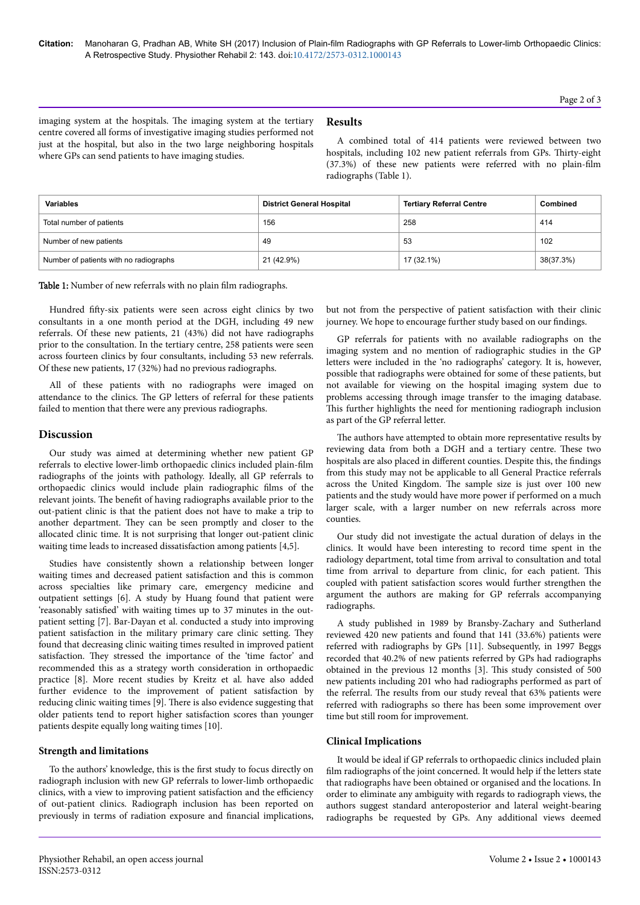imaging system at the hospitals. The imaging system at the tertiary centre covered all forms of investigative imaging studies performed not just at the hospital, but also in the two large neighboring hospitals where GPs can send patients to have imaging studies.

## Results

A combined total of 414 patients were reviewed between two hospitals, including 102 new patient referrals from GPs. Thirty-eight (37.3%) of these new patients were referred with no plain-film radiographs (Table 1).

| Variables | District General Hospital | Tertiary Referral Centre | Combined |
|---|---|---|---|
| Total number of patients | 156 | 258 | 414 |
| Number of new patients | 49 | 53 | 102 |
| Number of patients with no radiographs | 21 (42.9%) | 17 (32.1%) | 38(37.3%) |

**Table 1:** Number of new referrals with no plain film radiographs.

Hundred fifty-six patients were seen across eight clinics by two consultants in a one month period at the DGH, including 49 new referrals. Of these new patients, 21 (43%) did not have radiographs prior to the consultation. In the tertiary centre, 258 patients were seen across fourteen clinics by four consultants, including 53 new referrals. Of these new patients, 17 (32%) had no previous radiographs.

All of these patients with no radiographs were imaged on attendance to the clinics. The GP letters of referral for these patients failed to mention that there were any previous radiographs.

## Discussion

Our study was aimed at determining whether new patient GP referrals to elective lower-limb orthopaedic clinics included plain-film radiographs of the joints with pathology. Ideally, all GP referrals to orthopaedic clinics would include plain radiographic films of the relevant joints. The benefit of having radiographs available prior to the out-patient clinic is that the patient does not have to make a trip to another department. They can be seen promptly and closer to the allocated clinic time. It is not surprising that longer out-patient clinic waiting time leads to increased dissatisfaction among patients [4,5].

Studies have consistently shown a relationship between longer waiting times and decreased patient satisfaction and this is common across specialties like primary care, emergency medicine and outpatient settings [6]. A study by Huang found that patient were 'reasonably satisfied' with waiting times up to 37 minutes in the out-patient setting [7]. Bar-Dayan et al. conducted a study into improving patient satisfaction in the military primary care clinic setting. They found that decreasing clinic waiting times resulted in improved patient satisfaction. They stressed the importance of the 'time factor' and recommended this as a strategy worth consideration in orthopaedic practice [8]. More recent studies by Kreitz et al. have also added further evidence to the improvement of patient satisfaction by reducing clinic waiting times [9]. There is also evidence suggesting that older patients tend to report higher satisfaction scores than younger patients despite equally long waiting times [10].

### Strength and limitations

To the authors' knowledge, this is the first study to focus directly on radiograph inclusion with new GP referrals to lower-limb orthopaedic clinics, with a view to improving patient satisfaction and the efficiency of out-patient clinics. Radiograph inclusion has been reported on previously in terms of radiation exposure and financial implications, but not from the perspective of patient satisfaction with their clinic journey. We hope to encourage further study based on our findings.

GP referrals for patients with no available radiographs on the imaging system and no mention of radiographic studies in the GP letters were included in the 'no radiographs' category. It is, however, possible that radiographs were obtained for some of these patients, but not available for viewing on the hospital imaging system due to problems accessing through image transfer to the imaging database. This further highlights the need for mentioning radiograph inclusion as part of the GP referral letter.

The authors have attempted to obtain more representative results by reviewing data from both a DGH and a tertiary centre. These two hospitals are also placed in different counties. Despite this, the findings from this study may not be applicable to all General Practice referrals across the United Kingdom. The sample size is just over 100 new patients and the study would have more power if performed on a much larger scale, with a larger number on new referrals across more counties.

Our study did not investigate the actual duration of delays in the clinics. It would have been interesting to record time spent in the radiology department, total time from arrival to consultation and total time from arrival to departure from clinic, for each patient. This coupled with patient satisfaction scores would further strengthen the argument the authors are making for GP referrals accompanying radiographs.

A study published in 1989 by Bransby-Zachary and Sutherland reviewed 420 new patients and found that 141 (33.6%) patients were referred with radiographs by GPs [11]. Subsequently, in 1997 Beggs recorded that 40.2% of new patients referred by GPs had radiographs obtained in the previous 12 months [3]. This study consisted of 500 new patients including 201 who had radiographs performed as part of the referral. The results from our study reveal that 63% patients were referred with radiographs so there has been some improvement over time but still room for improvement.

### Clinical Implications

It would be ideal if GP referrals to orthopaedic clinics included plain film radiographs of the joint concerned. It would help if the letters state that radiographs have been obtained or organised and the locations. In order to eliminate any ambiguity with regards to radiograph views, the authors suggest standard anteroposterior and lateral weight-bearing radiographs be requested by GPs. Any additional views deemed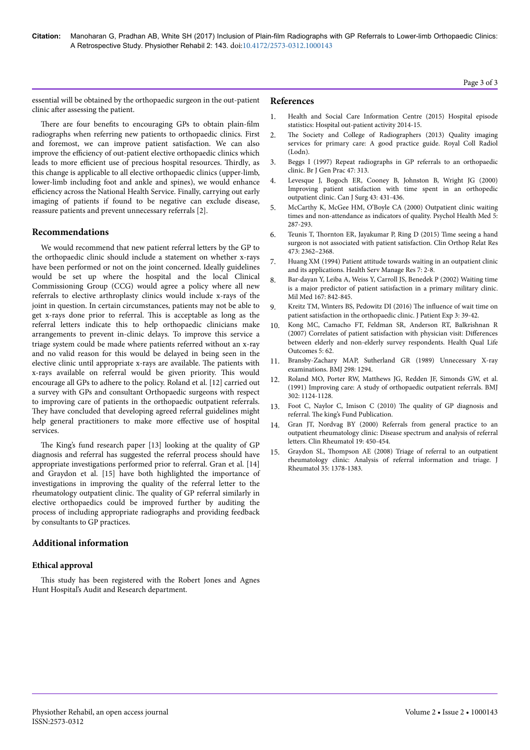essential will be obtained by the orthopaedic surgeon in the out-patient clinic after assessing the patient.

There are four benefits to encouraging GPs to obtain plain-film radiographs when referring new patients to orthopaedic clinics. First and foremost, we can improve patient satisfaction. We can also improve the efficiency of out-patient elective orthopaedic clinics which leads to more efficient use of precious hospital resources. Thirdly, as this change is applicable to all elective orthopaedic clinics (upper-limb, lower-limb including foot and ankle and spines), we would enhance efficiency across the National Health Service. Finally, carrying out early imaging of patients if found to be negative can exclude disease, reassure patients and prevent unnecessary referrals [2].

## Recommendations

We would recommend that new patient referral letters by the GP to the orthopaedic clinic should include a statement on whether x-rays have been performed or not on the joint concerned. Ideally guidelines would be set up where the hospital and the local Clinical Commissioning Group (CCG) would agree a policy where all new referrals to elective arthroplasty clinics would include x-rays of the joint in question. In certain circumstances, patients may not be able to get x-rays done prior to referral. This is acceptable as long as the referral letters indicate this to help orthopaedic clinicians make arrangements to prevent in-clinic delays. To improve this service a triage system could be made where patients referred without an x-ray and no valid reason for this would be delayed in being seen in the elective clinic until appropriate x-rays are available. The patients with x-rays available on referral would be given priority. This would encourage all GPs to adhere to the policy. Roland et al. [12] carried out a survey with GPs and consultant Orthopaedic surgeons with respect to improving care of patients in the orthopaedic outpatient referrals. They have concluded that developing agreed referral guidelines might help general practitioners to make more effective use of hospital services.

The King's fund research paper [13] looking at the quality of GP diagnosis and referral has suggested the referral process should have appropriate investigations performed prior to referral. Gran et al. [14] and Graydon et al. [15] have both highlighted the importance of investigations in improving the quality of the referral letter to the rheumatology outpatient clinic. The quality of GP referral similarly in elective orthopaedics could be improved further by auditing the process of including appropriate radiographs and providing feedback by consultants to GP practices.

## Additional information

### Ethical approval

This study has been registered with the Robert Jones and Agnes Hunt Hospital's Audit and Research department.

## References

1. Health and Social Care Information Centre (2015) Hospital episode statistics: Hospital out-patient activity 2014-15.
2. The Society and College of Radiographers (2013) Quality imaging services for primary care: A good practice guide. Royal Coll Radiol (Lodn).
3. Beggs I (1997) Repeat radiographs in GP referrals to an orthopaedic clinic. Br J Gen Prac 47: 313.
4. Levesque J, Bogoch ER, Cooney B, Johnston B, Wright JG (2000) Improving patient satisfaction with time spent in an orthopedic outpatient clinic. Can J Surg 43: 431-436.
5. McCarthy K, McGee HM, O'Boyle CA (2000) Outpatient clinic waiting times and non-attendance as indicators of quality. Psychol Health Med 5: 287-293.
6. Teunis T, Thornton ER, Jayakumar P, Ring D (2015) Time seeing a hand surgeon is not associated with patient satisfaction. Clin Orthop Relat Res 473: 2362–2368.
7. Huang XM (1994) Patient attitude towards waiting in an outpatient clinic and its applications. Health Serv Manage Res 7: 2-8.
8. Bar-dayan Y, Leiba A, Weiss Y, Carroll JS, Benedek P (2002) Waiting time is a major predictor of patient satisfaction in a primary military clinic. Mil Med 167: 842-845.
9. Kreitz TM, Winters BS, Pedowitz DI (2016) The influence of wait time on patient satisfaction in the orthopaedic clinic. J Patient Exp 3: 39-42.
10. Kong MC, Camacho FT, Feldman SR, Anderson RT, Balkrishnan R (2007) Correlates of patient satisfaction with physician visit: Differences between elderly and non-elderly survey respondents. Health Qual Life Outcomes 5: 62.
11. Bransby-Zachary MAP, Sutherland GR (1989) Unnecessary X-ray examinations. BMJ 298: 1294.
12. Roland MO, Porter RW, Matthews JG, Redden JF, Simonds GW, et al. (1991) Improving care: A study of orthopaedic outpatient referrals. BMJ 302: 1124-1128.
13. Foot C, Naylor C, Imison C (2010) The quality of GP diagnosis and referral. The king's Fund Publication.
14. Gran JT, Nordvag BY (2000) Referrals from general practice to an outpatient rheumatology clinic: Disease spectrum and analysis of referral letters. Clin Rheumatol 19: 450-454.
15. Graydon SL, Thompson AE (2008) Triage of referral to an outpatient rheumatology clinic: Analysis of referral information and triage. J Rheumatol 35: 1378-1383.